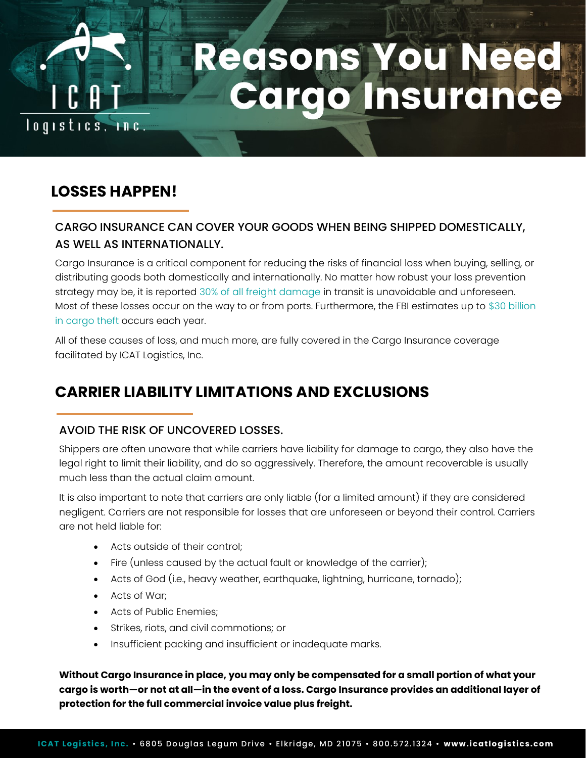# Reasons You Need Cargo Insurance

## LOSSES HAPPEN!

### CARGO INSURANCE CAN COVER YOUR GOODS WHEN BEING SHIPPED DOMESTICALLY, AS WELL AS INTERNATIONALLY.

Cargo Insurance is a critical component for reducing the risks of financial loss when buying, selling, or distributing goods both domestically and internationally. No matter how robust your loss prevention strategy may be, it is reported 30% of all freight damage in transit is unavoidable and unforeseen. Most of these losses occur on the way to or from ports. Furthermore, the FBI estimates up to $30 billion in cargo theft occurs each year.

All of these causes of loss, and much more, are fully covered in the Cargo Insurance coverage facilitated by ICAT Logistics, Inc.

## CARRIER LIABILITY LIMITATIONS AND EXCLUSIONS

### AVOID THE RISK OF UNCOVERED LOSSES.

Shippers are often unaware that while carriers have liability for damage to cargo, they also have the legal right to limit their liability, and do so aggressively. Therefore, the amount recoverable is usually much less than the actual claim amount.

It is also important to note that carriers are only liable (for a limited amount) if they are considered negligent. Carriers are not responsible for losses that are unforeseen or beyond their control. Carriers are not held liable for:

- Acts outside of their control;
- Fire (unless caused by the actual fault or knowledge of the carrier);
- Acts of God (i.e., heavy weather, earthquake, lightning, hurricane, tornado);
- Acts of War;
- Acts of Public Enemies;
- Strikes, riots, and civil commotions; or
- Insufficient packing and insufficient or inadequate marks.

**Without Cargo Insurance in place, you may only be compensated for a small portion of what your cargo is worth—or not at all—in the event of a loss. Cargo Insurance provides an additional layer of protection for the full commercial invoice value plus freight.**

ICAT Logistics, Inc. • 6805 Douglas Legum Drive • Elkridge, MD 21075 • 800.572.1324 • www.icatlogistics.com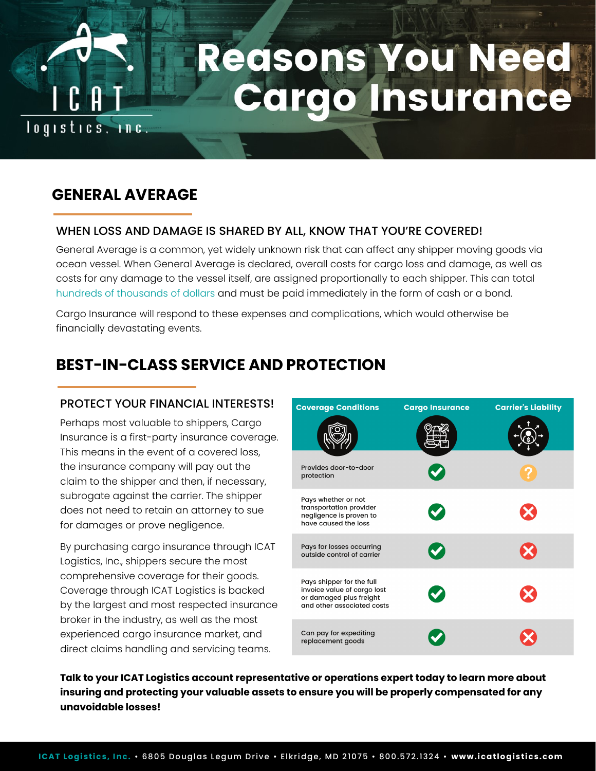# Reasons You Need Cargo Insurance

## GENERAL AVERAGE

### WHEN LOSS AND DAMAGE IS SHARED BY ALL, KNOW THAT YOU'RE COVERED!

General Average is a common, yet widely unknown risk that can affect any shipper moving goods via ocean vessel. When General Average is declared, overall costs for cargo loss and damage, as well as costs for any damage to the vessel itself, are assigned proportionally to each shipper. This can total hundreds of thousands of dollars and must be paid immediately in the form of cash or a bond.

Cargo Insurance will respond to these expenses and complications, which would otherwise be financially devastating events.

## BEST-IN-CLASS SERVICE AND PROTECTION

### PROTECT YOUR FINANCIAL INTERESTS!

Perhaps most valuable to shippers, Cargo Insurance is a first-party insurance coverage. This means in the event of a covered loss, the insurance company will pay out the claim to the shipper and then, if necessary, subrogate against the carrier. The shipper does not need to retain an attorney to sue for damages or prove negligence.

By purchasing cargo insurance through ICAT Logistics, Inc., shippers secure the most comprehensive coverage for their goods. Coverage through ICAT Logistics is backed by the largest and most respected insurance broker in the industry, as well as the most experienced cargo insurance market, and direct claims handling and servicing teams.

| Coverage Conditions | Cargo Insurance | Carrier's Liability |
|---|---|---|
| Provides door-to-door protection | ✓ | ? |
| Pays whether or not transportation provider negligence is proven to have caused the loss | ✓ | ✗ |
| Pays for losses occurring outside control of carrier | ✓ | ✗ |
| Pays shipper for the full invoice value of cargo lost or damaged plus freight and other associated costs | ✓ | ✗ |
| Can pay for expediting replacement goods | ✓ | ✗ |

**Talk to your ICAT Logistics account representative or operations expert today to learn more about insuring and protecting your valuable assets to ensure you will be properly compensated for any unavoidable losses!**

**ICAT Logistics, Inc.** • 6805 Douglas Legum Drive • Elkridge, MD 21075 • 800.572.1324 • **www.icatlogistics.com**